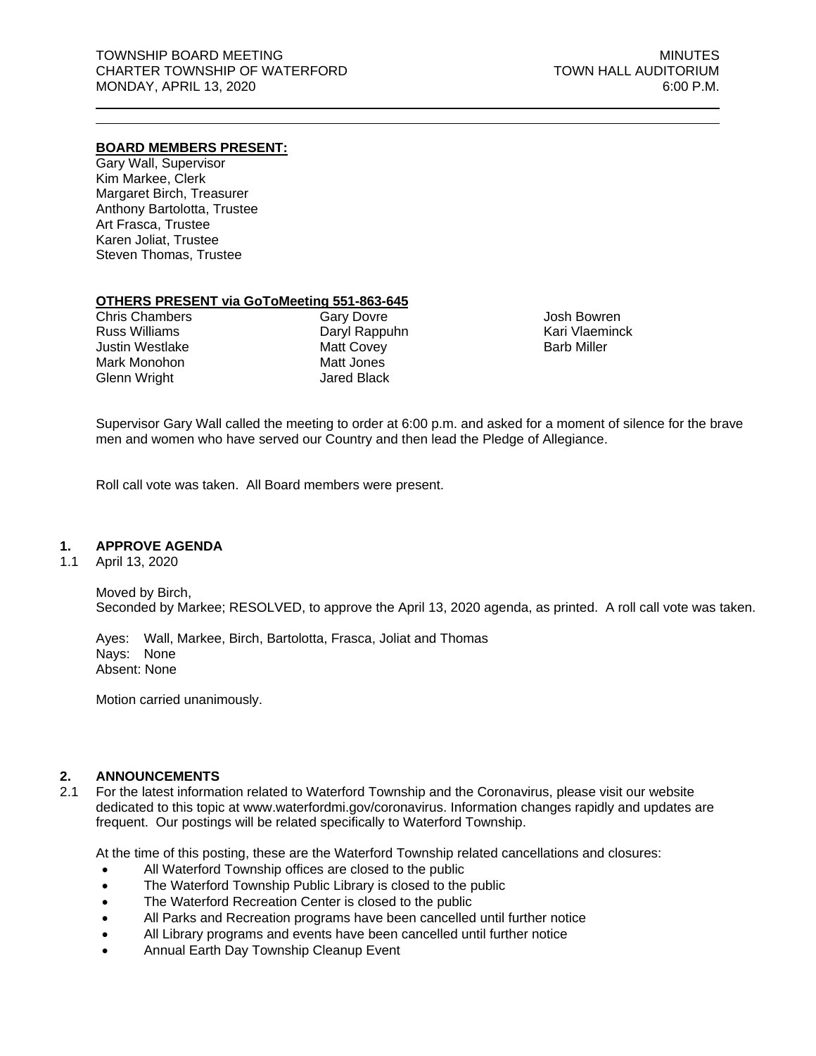TOWNSHIP BOARD MEETING | MINUTES
CHARTER TOWNSHIP OF WATERFORD | TOWN HALL AUDITORIUM
MONDAY, APRIL 13, 2020 | 6:00 P.M.

---

**BOARD MEMBERS PRESENT:**

Gary Wall, Supervisor
Kim Markee, Clerk
Margaret Birch, Treasurer
Anthony Bartolotta, Trustee
Art Frasca, Trustee
Karen Joliat, Trustee
Steven Thomas, Trustee

**OTHERS PRESENT via GoToMeeting 551-863-645**

| | | |
|---|---|---|
| Chris Chambers | Gary Dovre | Josh Bowren |
| Russ Williams | Daryl Rappuhn | Kari Vlaeminck |
| Justin Westlake | Matt Covey | Barb Miller |
| Mark Monohon | Matt Jones | |
| Glenn Wright | Jared Black | |

Supervisor Gary Wall called the meeting to order at 6:00 p.m. and asked for a moment of silence for the brave men and women who have served our Country and then lead the Pledge of Allegiance.

Roll call vote was taken. All Board members were present.

## 1. APPROVE AGENDA

1.1 April 13, 2020

Moved by Birch,
Seconded by Markee; RESOLVED, to approve the April 13, 2020 agenda, as printed. A roll call vote was taken.

Ayes: Wall, Markee, Birch, Bartolotta, Frasca, Joliat and Thomas
Nays: None
Absent: None

Motion carried unanimously.

## 2. ANNOUNCEMENTS

2.1 For the latest information related to Waterford Township and the Coronavirus, please visit our website dedicated to this topic at www.waterfordmi.gov/coronavirus. Information changes rapidly and updates are frequent. Our postings will be related specifically to Waterford Township.

At the time of this posting, these are the Waterford Township related cancellations and closures:

- All Waterford Township offices are closed to the public
- The Waterford Township Public Library is closed to the public
- The Waterford Recreation Center is closed to the public
- All Parks and Recreation programs have been cancelled until further notice
- All Library programs and events have been cancelled until further notice
- Annual Earth Day Township Cleanup Event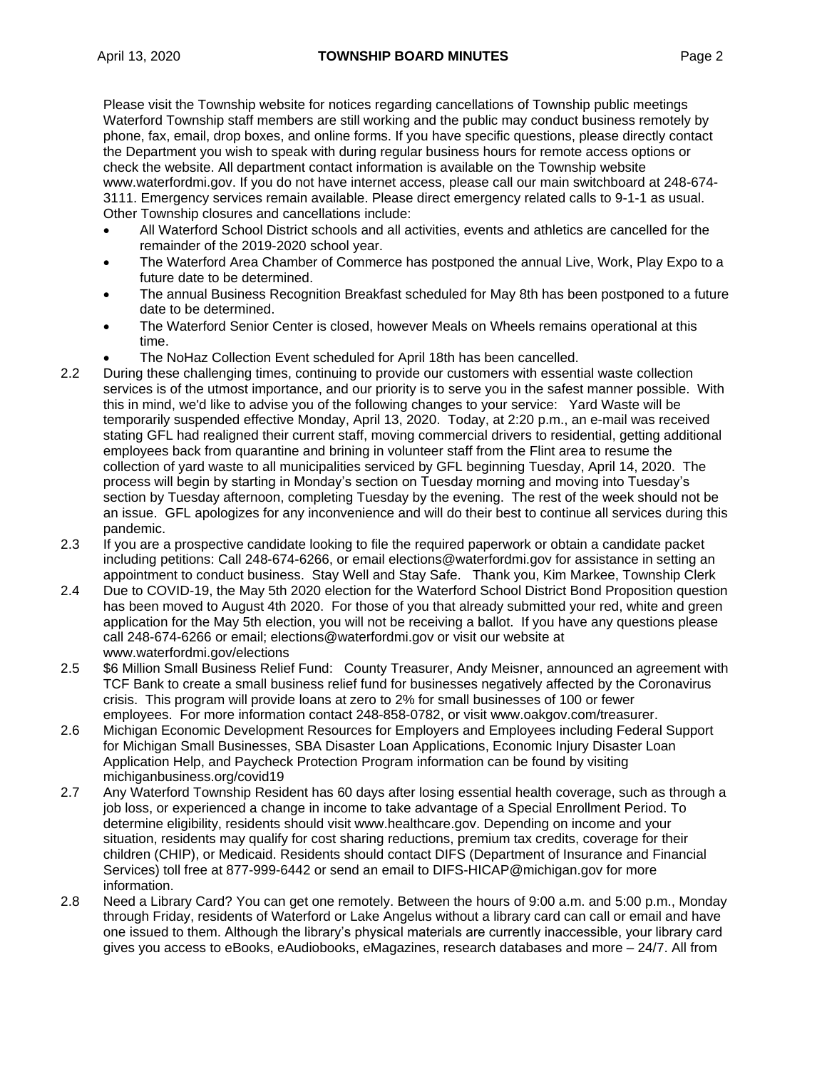Please visit the Township website for notices regarding cancellations of Township public meetings Waterford Township staff members are still working and the public may conduct business remotely by phone, fax, email, drop boxes, and online forms. If you have specific questions, please directly contact the Department you wish to speak with during regular business hours for remote access options or check the website. All department contact information is available on the Township website www.waterfordmi.gov. If you do not have internet access, please call our main switchboard at 248-674-3111. Emergency services remain available. Please direct emergency related calls to 9-1-1 as usual. Other Township closures and cancellations include:

- All Waterford School District schools and all activities, events and athletics are cancelled for the remainder of the 2019-2020 school year.
- The Waterford Area Chamber of Commerce has postponed the annual Live, Work, Play Expo to a future date to be determined.
- The annual Business Recognition Breakfast scheduled for May 8th has been postponed to a future date to be determined.
- The Waterford Senior Center is closed, however Meals on Wheels remains operational at this time.
- The NoHaz Collection Event scheduled for April 18th has been cancelled.

2.2 During these challenging times, continuing to provide our customers with essential waste collection services is of the utmost importance, and our priority is to serve you in the safest manner possible. With this in mind, we'd like to advise you of the following changes to your service: Yard Waste will be temporarily suspended effective Monday, April 13, 2020. Today, at 2:20 p.m., an e-mail was received stating GFL had realigned their current staff, moving commercial drivers to residential, getting additional employees back from quarantine and brining in volunteer staff from the Flint area to resume the collection of yard waste to all municipalities serviced by GFL beginning Tuesday, April 14, 2020. The process will begin by starting in Monday's section on Tuesday morning and moving into Tuesday's section by Tuesday afternoon, completing Tuesday by the evening. The rest of the week should not be an issue. GFL apologizes for any inconvenience and will do their best to continue all services during this pandemic.

2.3 If you are a prospective candidate looking to file the required paperwork or obtain a candidate packet including petitions: Call 248-674-6266, or email elections@waterfordmi.gov for assistance in setting an appointment to conduct business. Stay Well and Stay Safe. Thank you, Kim Markee, Township Clerk

2.4 Due to COVID-19, the May 5th 2020 election for the Waterford School District Bond Proposition question has been moved to August 4th 2020. For those of you that already submitted your red, white and green application for the May 5th election, you will not be receiving a ballot. If you have any questions please call 248-674-6266 or email; elections@waterfordmi.gov or visit our website at www.waterfordmi.gov/elections

2.5 $6 Million Small Business Relief Fund: County Treasurer, Andy Meisner, announced an agreement with TCF Bank to create a small business relief fund for businesses negatively affected by the Coronavirus crisis. This program will provide loans at zero to 2% for small businesses of 100 or fewer employees. For more information contact 248-858-0782, or visit www.oakgov.com/treasurer.

2.6 Michigan Economic Development Resources for Employers and Employees including Federal Support for Michigan Small Businesses, SBA Disaster Loan Applications, Economic Injury Disaster Loan Application Help, and Paycheck Protection Program information can be found by visiting michiganbusiness.org/covid19

2.7 Any Waterford Township Resident has 60 days after losing essential health coverage, such as through a job loss, or experienced a change in income to take advantage of a Special Enrollment Period. To determine eligibility, residents should visit www.healthcare.gov. Depending on income and your situation, residents may qualify for cost sharing reductions, premium tax credits, coverage for their children (CHIP), or Medicaid. Residents should contact DIFS (Department of Insurance and Financial Services) toll free at 877-999-6442 or send an email to DIFS-HICAP@michigan.gov for more information.

2.8 Need a Library Card? You can get one remotely. Between the hours of 9:00 a.m. and 5:00 p.m., Monday through Friday, residents of Waterford or Lake Angelus without a library card can call or email and have one issued to them. Although the library's physical materials are currently inaccessible, your library card gives you access to eBooks, eAudiobooks, eMagazines, research databases and more – 24/7. All from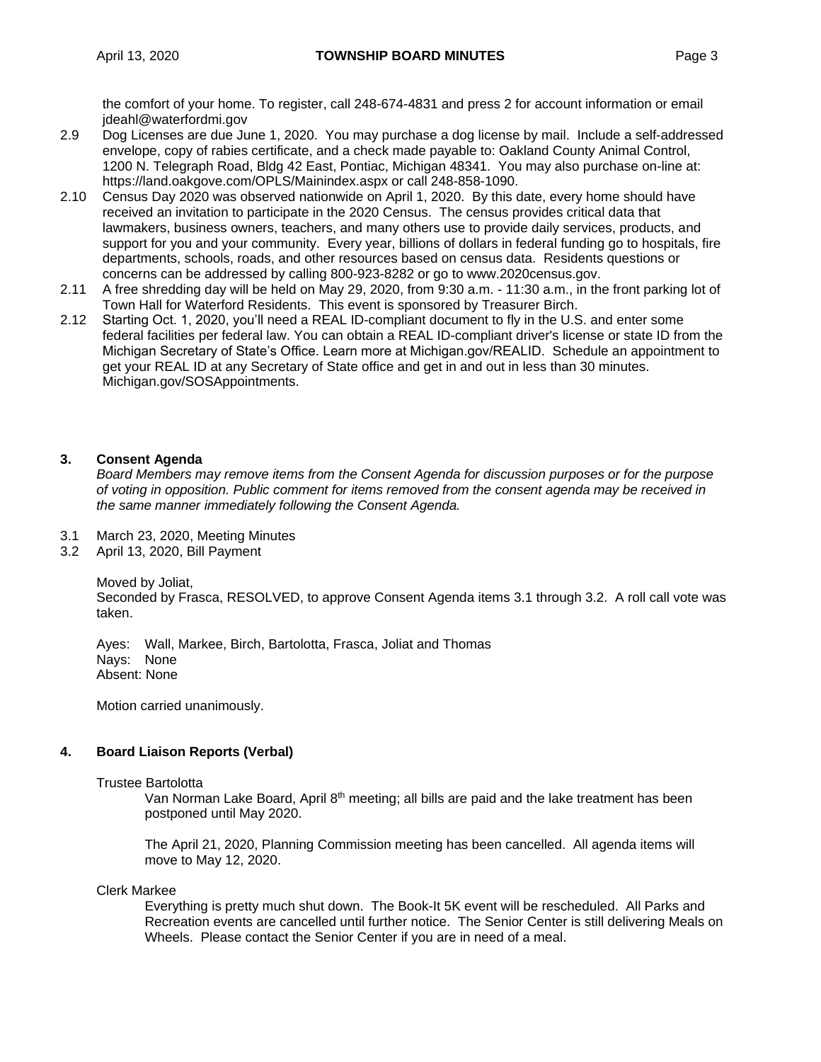the comfort of your home. To register, call 248-674-4831 and press 2 for account information or email jdeahl@waterfordmi.gov

2.9 Dog Licenses are due June 1, 2020. You may purchase a dog license by mail. Include a self-addressed envelope, copy of rabies certificate, and a check made payable to: Oakland County Animal Control, 1200 N. Telegraph Road, Bldg 42 East, Pontiac, Michigan 48341. You may also purchase on-line at: https://land.oakgove.com/OPLS/Mainindex.aspx or call 248-858-1090.

2.10 Census Day 2020 was observed nationwide on April 1, 2020. By this date, every home should have received an invitation to participate in the 2020 Census. The census provides critical data that lawmakers, business owners, teachers, and many others use to provide daily services, products, and support for you and your community. Every year, billions of dollars in federal funding go to hospitals, fire departments, schools, roads, and other resources based on census data. Residents questions or concerns can be addressed by calling 800-923-8282 or go to www.2020census.gov.

2.11 A free shredding day will be held on May 29, 2020, from 9:30 a.m. - 11:30 a.m., in the front parking lot of Town Hall for Waterford Residents. This event is sponsored by Treasurer Birch.

2.12 Starting Oct. 1, 2020, you'll need a REAL ID-compliant document to fly in the U.S. and enter some federal facilities per federal law. You can obtain a REAL ID-compliant driver's license or state ID from the Michigan Secretary of State's Office. Learn more at Michigan.gov/REALID. Schedule an appointment to get your REAL ID at any Secretary of State office and get in and out in less than 30 minutes. Michigan.gov/SOSAppointments.

## 3. Consent Agenda

*Board Members may remove items from the Consent Agenda for discussion purposes or for the purpose of voting in opposition. Public comment for items removed from the consent agenda may be received in the same manner immediately following the Consent Agenda.*

3.1 March 23, 2020, Meeting Minutes
3.2 April 13, 2020, Bill Payment

Moved by Joliat,
Seconded by Frasca, RESOLVED, to approve Consent Agenda items 3.1 through 3.2. A roll call vote was taken.

Ayes: Wall, Markee, Birch, Bartolotta, Frasca, Joliat and Thomas
Nays: None
Absent: None

Motion carried unanimously.

## 4. Board Liaison Reports (Verbal)

Trustee Bartolotta

Van Norman Lake Board, April 8th meeting; all bills are paid and the lake treatment has been postponed until May 2020.

The April 21, 2020, Planning Commission meeting has been cancelled. All agenda items will move to May 12, 2020.

Clerk Markee

Everything is pretty much shut down. The Book-It 5K event will be rescheduled. All Parks and Recreation events are cancelled until further notice. The Senior Center is still delivering Meals on Wheels. Please contact the Senior Center if you are in need of a meal.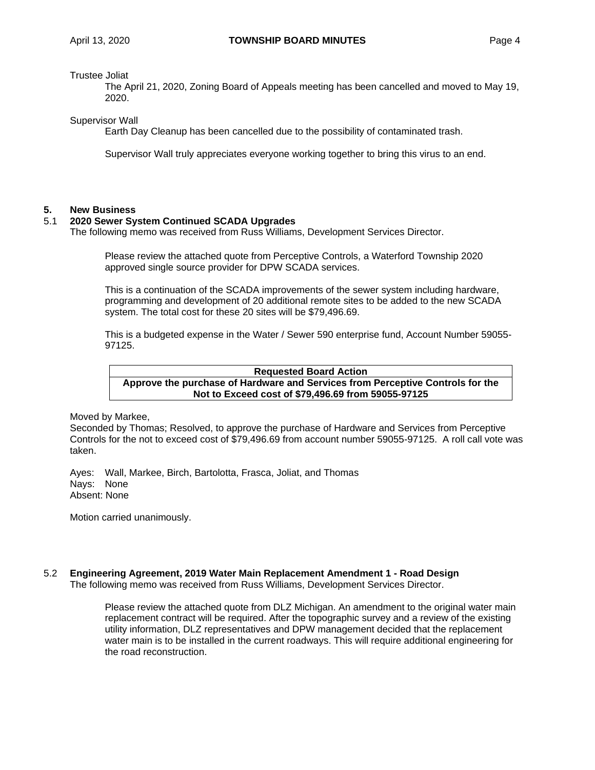Trustee Joliat

The April 21, 2020, Zoning Board of Appeals meeting has been cancelled and moved to May 19, 2020.

Supervisor Wall

Earth Day Cleanup has been cancelled due to the possibility of contaminated trash.

Supervisor Wall truly appreciates everyone working together to bring this virus to an end.

## 5. New Business

### 5.1 2020 Sewer System Continued SCADA Upgrades

The following memo was received from Russ Williams, Development Services Director.

> Please review the attached quote from Perceptive Controls, a Waterford Township 2020 approved single source provider for DPW SCADA services.
>
> This is a continuation of the SCADA improvements of the sewer system including hardware, programming and development of 20 additional remote sites to be added to the new SCADA system. The total cost for these 20 sites will be $79,496.69.
>
> This is a budgeted expense in the Water / Sewer 590 enterprise fund, Account Number 59055-97125.

| Requested Board Action |
|---|
| **Approve the purchase of Hardware and Services from Perceptive Controls for the Not to Exceed cost of $79,496.69 from 59055-97125** |

Moved by Markee,
Seconded by Thomas; Resolved, to approve the purchase of Hardware and Services from Perceptive Controls for the not to exceed cost of $79,496.69 from account number 59055-97125. A roll call vote was taken.

Ayes: Wall, Markee, Birch, Bartolotta, Frasca, Joliat, and Thomas
Nays: None
Absent: None

Motion carried unanimously.

### 5.2 Engineering Agreement, 2019 Water Main Replacement Amendment 1 - Road Design

The following memo was received from Russ Williams, Development Services Director.

> Please review the attached quote from DLZ Michigan. An amendment to the original water main replacement contract will be required. After the topographic survey and a review of the existing utility information, DLZ representatives and DPW management decided that the replacement water main is to be installed in the current roadways. This will require additional engineering for the road reconstruction.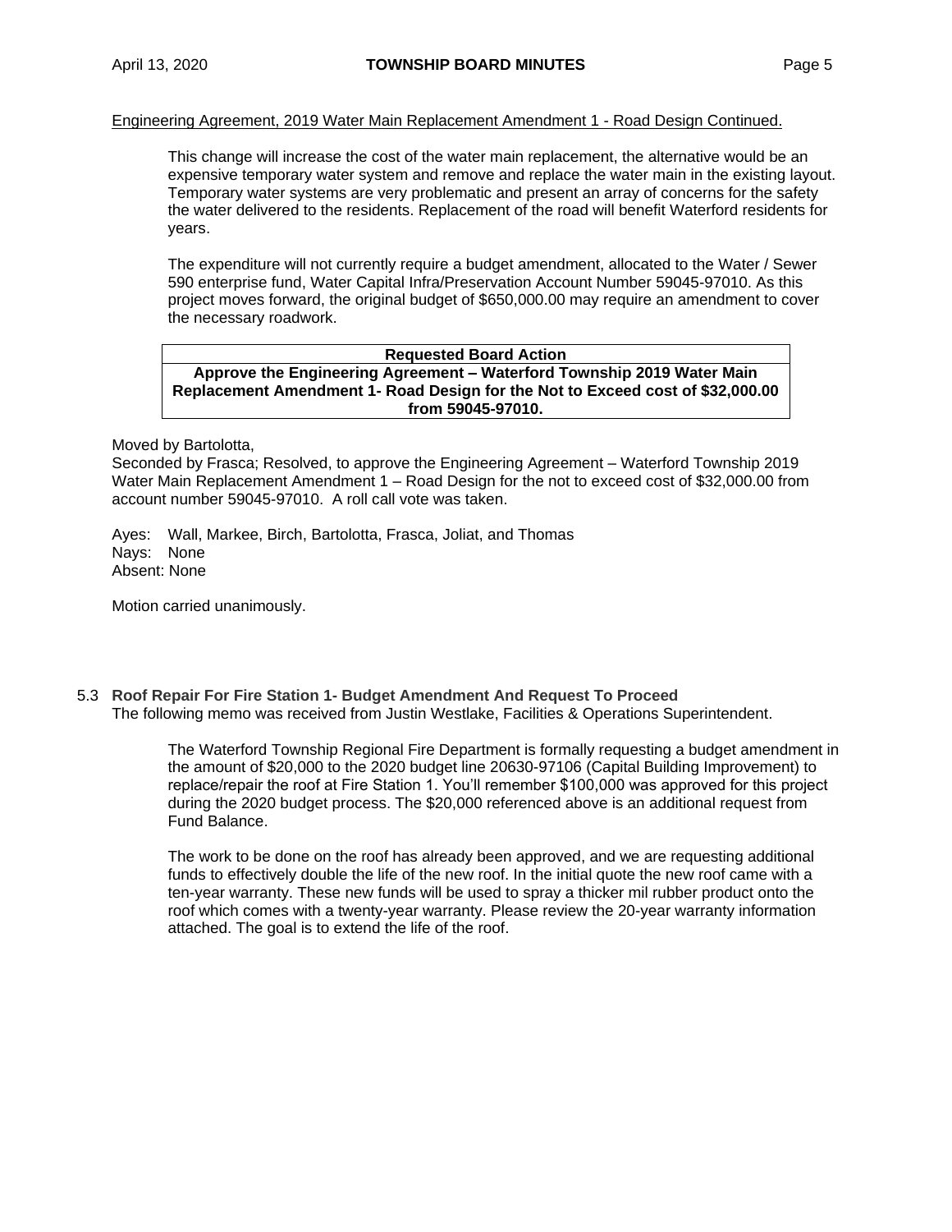Engineering Agreement, 2019 Water Main Replacement Amendment 1 - Road Design Continued.

> This change will increase the cost of the water main replacement, the alternative would be an expensive temporary water system and remove and replace the water main in the existing layout. Temporary water systems are very problematic and present an array of concerns for the safety the water delivered to the residents. Replacement of the road will benefit Waterford residents for years.
>
> The expenditure will not currently require a budget amendment, allocated to the Water / Sewer 590 enterprise fund, Water Capital Infra/Preservation Account Number 59045-97010. As this project moves forward, the original budget of $650,000.00 may require an amendment to cover the necessary roadwork.

| Requested Board Action |
|---|
| **Approve the Engineering Agreement – Waterford Township 2019 Water Main Replacement Amendment 1- Road Design for the Not to Exceed cost of $32,000.00 from 59045-97010.** |

Moved by Bartolotta,
Seconded by Frasca; Resolved, to approve the Engineering Agreement – Waterford Township 2019 Water Main Replacement Amendment 1 – Road Design for the not to exceed cost of $32,000.00 from account number 59045-97010. A roll call vote was taken.

Ayes: Wall, Markee, Birch, Bartolotta, Frasca, Joliat, and Thomas
Nays: None
Absent: None

Motion carried unanimously.

5.3 **Roof Repair For Fire Station 1- Budget Amendment And Request To Proceed**
The following memo was received from Justin Westlake, Facilities & Operations Superintendent.

> The Waterford Township Regional Fire Department is formally requesting a budget amendment in the amount of $20,000 to the 2020 budget line 20630-97106 (Capital Building Improvement) to replace/repair the roof at Fire Station 1. You'll remember $100,000 was approved for this project during the 2020 budget process. The $20,000 referenced above is an additional request from Fund Balance.
>
> The work to be done on the roof has already been approved, and we are requesting additional funds to effectively double the life of the new roof. In the initial quote the new roof came with a ten-year warranty. These new funds will be used to spray a thicker mil rubber product onto the roof which comes with a twenty-year warranty. Please review the 20-year warranty information attached. The goal is to extend the life of the roof.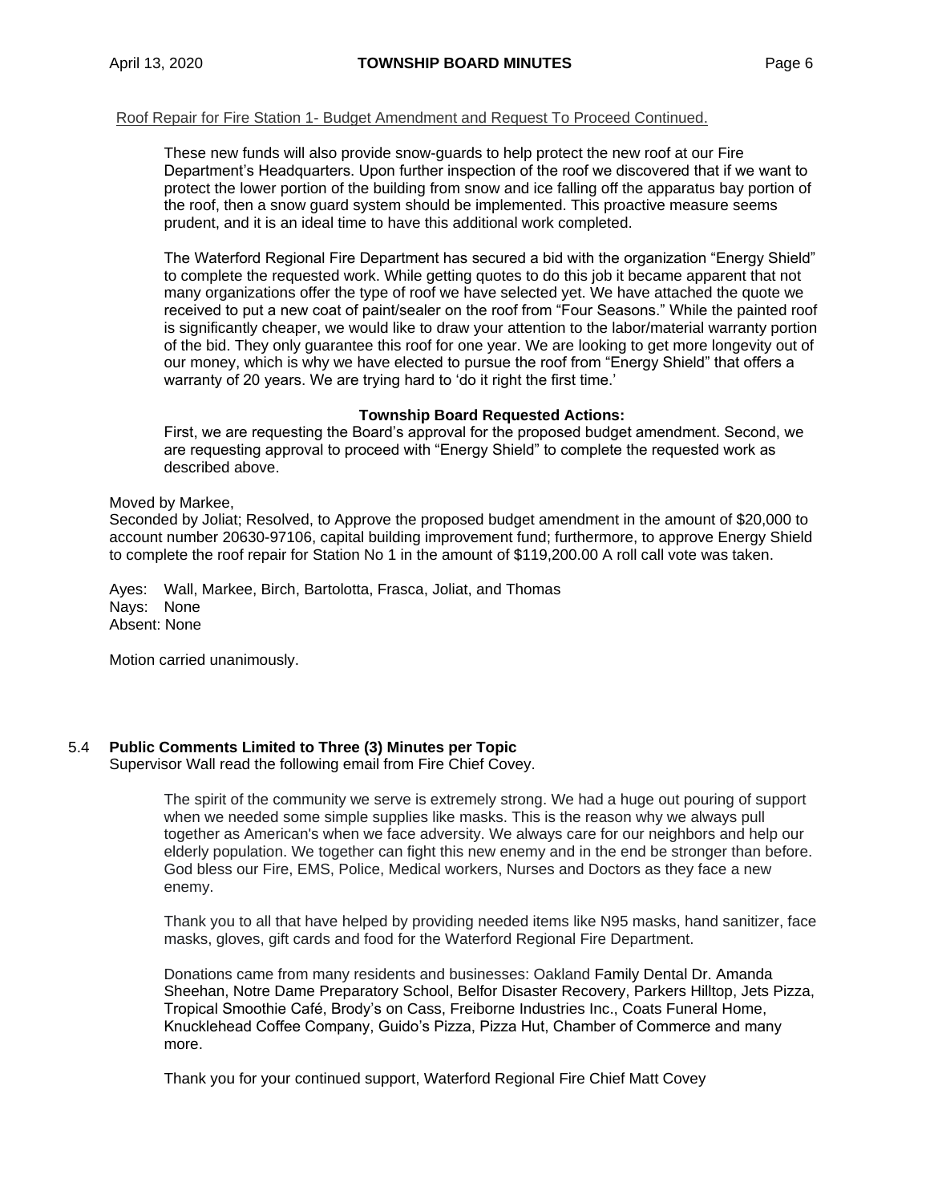Roof Repair for Fire Station 1- Budget Amendment and Request To Proceed Continued.

These new funds will also provide snow-guards to help protect the new roof at our Fire Department's Headquarters. Upon further inspection of the roof we discovered that if we want to protect the lower portion of the building from snow and ice falling off the apparatus bay portion of the roof, then a snow guard system should be implemented. This proactive measure seems prudent, and it is an ideal time to have this additional work completed.

The Waterford Regional Fire Department has secured a bid with the organization "Energy Shield" to complete the requested work. While getting quotes to do this job it became apparent that not many organizations offer the type of roof we have selected yet. We have attached the quote we received to put a new coat of paint/sealer on the roof from "Four Seasons." While the painted roof is significantly cheaper, we would like to draw your attention to the labor/material warranty portion of the bid. They only guarantee this roof for one year. We are looking to get more longevity out of our money, which is why we have elected to pursue the roof from "Energy Shield" that offers a warranty of 20 years. We are trying hard to 'do it right the first time.'

**Township Board Requested Actions:**

First, we are requesting the Board's approval for the proposed budget amendment. Second, we are requesting approval to proceed with "Energy Shield" to complete the requested work as described above.

Moved by Markee,
Seconded by Joliat; Resolved, to Approve the proposed budget amendment in the amount of $20,000 to account number 20630-97106, capital building improvement fund; furthermore, to approve Energy Shield to complete the roof repair for Station No 1 in the amount of $119,200.00 A roll call vote was taken.

Ayes: Wall, Markee, Birch, Bartolotta, Frasca, Joliat, and Thomas
Nays: None
Absent: None

Motion carried unanimously.

## 5.4 Public Comments Limited to Three (3) Minutes per Topic

Supervisor Wall read the following email from Fire Chief Covey.

The spirit of the community we serve is extremely strong. We had a huge out pouring of support when we needed some simple supplies like masks. This is the reason why we always pull together as American's when we face adversity. We always care for our neighbors and help our elderly population. We together can fight this new enemy and in the end be stronger than before. God bless our Fire, EMS, Police, Medical workers, Nurses and Doctors as they face a new enemy.

Thank you to all that have helped by providing needed items like N95 masks, hand sanitizer, face masks, gloves, gift cards and food for the Waterford Regional Fire Department.

Donations came from many residents and businesses: Oakland Family Dental Dr. Amanda Sheehan, Notre Dame Preparatory School, Belfor Disaster Recovery, Parkers Hilltop, Jets Pizza, Tropical Smoothie Café, Brody's on Cass, Freiborne Industries Inc., Coats Funeral Home, Knucklehead Coffee Company, Guido's Pizza, Pizza Hut, Chamber of Commerce and many more.

Thank you for your continued support, Waterford Regional Fire Chief Matt Covey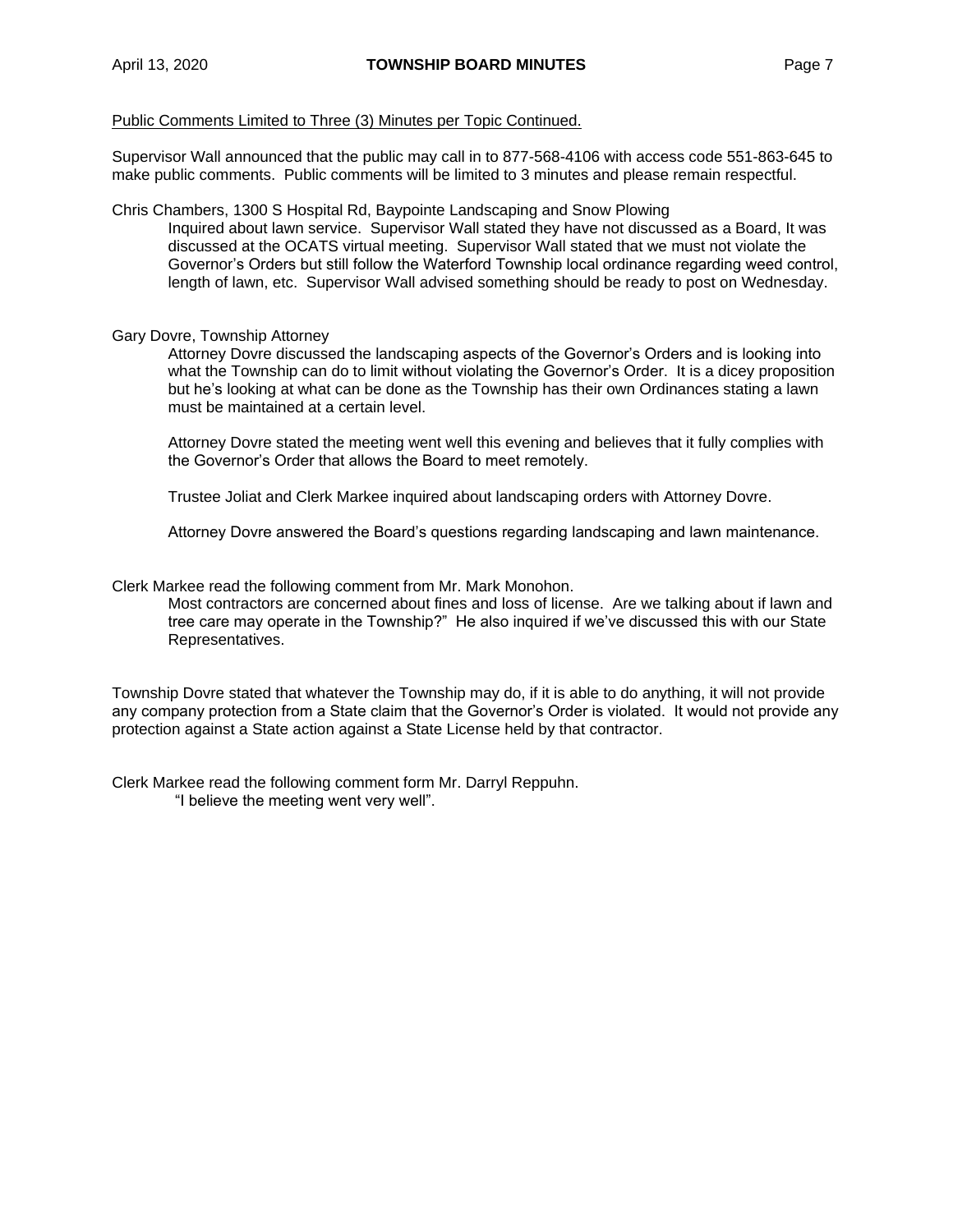Public Comments Limited to Three (3) Minutes per Topic Continued.

Supervisor Wall announced that the public may call in to 877-568-4106 with access code 551-863-645 to make public comments. Public comments will be limited to 3 minutes and please remain respectful.

Chris Chambers, 1300 S Hospital Rd, Baypointe Landscaping and Snow Plowing

> Inquired about lawn service. Supervisor Wall stated they have not discussed as a Board, It was discussed at the OCATS virtual meeting. Supervisor Wall stated that we must not violate the Governor's Orders but still follow the Waterford Township local ordinance regarding weed control, length of lawn, etc. Supervisor Wall advised something should be ready to post on Wednesday.

Gary Dovre, Township Attorney

> Attorney Dovre discussed the landscaping aspects of the Governor's Orders and is looking into what the Township can do to limit without violating the Governor's Order. It is a dicey proposition but he's looking at what can be done as the Township has their own Ordinances stating a lawn must be maintained at a certain level.
>
> Attorney Dovre stated the meeting went well this evening and believes that it fully complies with the Governor's Order that allows the Board to meet remotely.
>
> Trustee Joliat and Clerk Markee inquired about landscaping orders with Attorney Dovre.
>
> Attorney Dovre answered the Board's questions regarding landscaping and lawn maintenance.

Clerk Markee read the following comment from Mr. Mark Monohon.

> Most contractors are concerned about fines and loss of license. Are we talking about if lawn and tree care may operate in the Township?" He also inquired if we've discussed this with our State Representatives.

Township Dovre stated that whatever the Township may do, if it is able to do anything, it will not provide any company protection from a State claim that the Governor's Order is violated. It would not provide any protection against a State action against a State License held by that contractor.

Clerk Markee read the following comment form Mr. Darryl Reppuhn.

> "I believe the meeting went very well".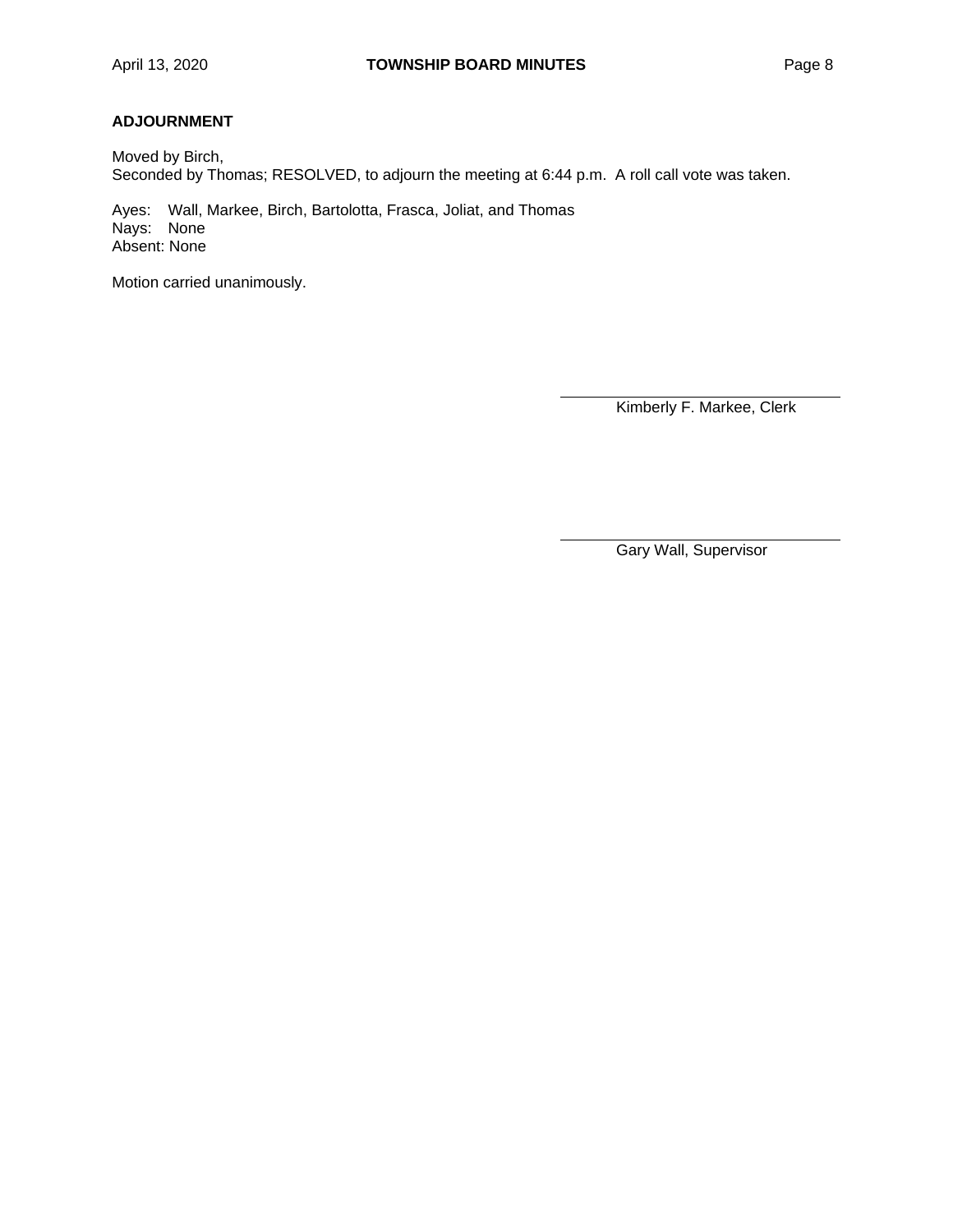**ADJOURNMENT**

Moved by Birch,
Seconded by Thomas; RESOLVED, to adjourn the meeting at 6:44 p.m. A roll call vote was taken.

Ayes: Wall, Markee, Birch, Bartolotta, Frasca, Joliat, and Thomas
Nays: None
Absent: None

Motion carried unanimously.

\_\_\_\_\_\_\_\_\_\_\_\_\_\_\_\_\_\_\_\_\_\_\_\_\_\_\_\_\_\_
Kimberly F. Markee, Clerk

\_\_\_\_\_\_\_\_\_\_\_\_\_\_\_\_\_\_\_\_\_\_\_\_\_\_\_\_\_\_
Gary Wall, Supervisor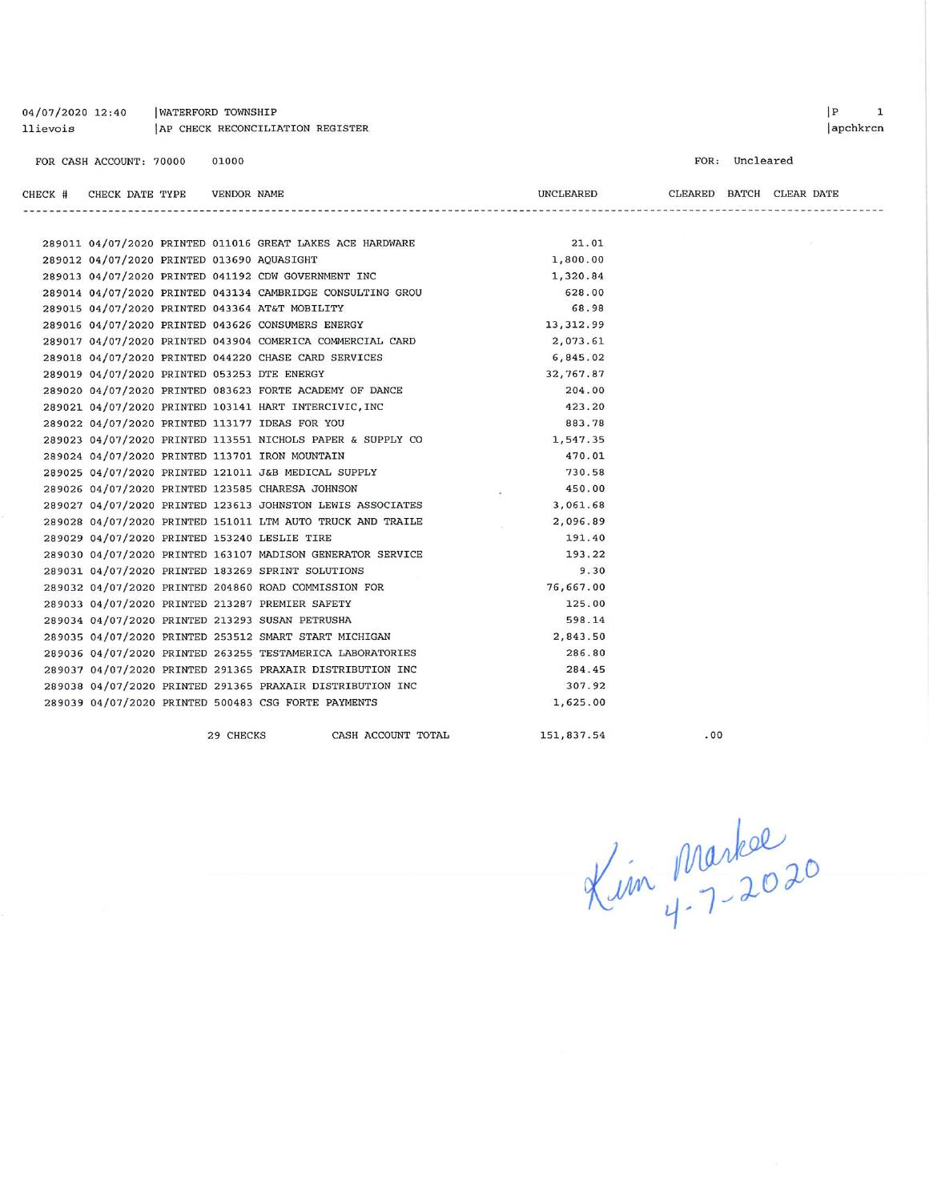04/07/2020 12:40 | WATERFORD TOWNSHIP
llievois | AP CHECK RECONCILIATION REGISTER

|P 1
|apchkrcn

FOR CASH ACCOUNT: 70000 01000

FOR: Uncleared

| CHECK # | CHECK DATE | TYPE | VENDOR | NAME | UNCLEARED | CLEARED | BATCH | CLEAR DATE |
|---|---|---|---|---|---|---|---|---|
| 289011 | 04/07/2020 | PRINTED | 011016 | GREAT LAKES ACE HARDWARE | 21.01 | | | |
| 289012 | 04/07/2020 | PRINTED | 013690 | AQUASIGHT | 1,800.00 | | | |
| 289013 | 04/07/2020 | PRINTED | 041192 | CDW GOVERNMENT INC | 1,320.84 | | | |
| 289014 | 04/07/2020 | PRINTED | 043134 | CAMBRIDGE CONSULTING GROU | 628.00 | | | |
| 289015 | 04/07/2020 | PRINTED | 043364 | AT&T MOBILITY | 68.98 | | | |
| 289016 | 04/07/2020 | PRINTED | 043626 | CONSUMERS ENERGY | 13,312.99 | | | |
| 289017 | 04/07/2020 | PRINTED | 043904 | COMERICA COMMERCIAL CARD | 2,073.61 | | | |
| 289018 | 04/07/2020 | PRINTED | 044220 | CHASE CARD SERVICES | 6,845.02 | | | |
| 289019 | 04/07/2020 | PRINTED | 053253 | DTE ENERGY | 32,767.87 | | | |
| 289020 | 04/07/2020 | PRINTED | 083623 | FORTE ACADEMY OF DANCE | 204.00 | | | |
| 289021 | 04/07/2020 | PRINTED | 103141 | HART INTERCIVIC, INC | 423.20 | | | |
| 289022 | 04/07/2020 | PRINTED | 113177 | IDEAS FOR YOU | 883.78 | | | |
| 289023 | 04/07/2020 | PRINTED | 113551 | NICHOLS PAPER & SUPPLY CO | 1,547.35 | | | |
| 289024 | 04/07/2020 | PRINTED | 113701 | IRON MOUNTAIN | 470.01 | | | |
| 289025 | 04/07/2020 | PRINTED | 121011 | J&B MEDICAL SUPPLY | 730.58 | | | |
| 289026 | 04/07/2020 | PRINTED | 123585 | CHARESA JOHNSON | 450.00 | | | |
| 289027 | 04/07/2020 | PRINTED | 123613 | JOHNSTON LEWIS ASSOCIATES | 3,061.68 | | | |
| 289028 | 04/07/2020 | PRINTED | 151011 | LTM AUTO TRUCK AND TRAILE | 2,096.89 | | | |
| 289029 | 04/07/2020 | PRINTED | 153240 | LESLIE TIRE | 191.40 | | | |
| 289030 | 04/07/2020 | PRINTED | 163107 | MADISON GENERATOR SERVICE | 193.22 | | | |
| 289031 | 04/07/2020 | PRINTED | 183269 | SPRINT SOLUTIONS | 9.30 | | | |
| 289032 | 04/07/2020 | PRINTED | 204860 | ROAD COMMISSION FOR | 76,667.00 | | | |
| 289033 | 04/07/2020 | PRINTED | 213287 | PREMIER SAFETY | 125.00 | | | |
| 289034 | 04/07/2020 | PRINTED | 213293 | SUSAN PETRUSHA | 598.14 | | | |
| 289035 | 04/07/2020 | PRINTED | 253512 | SMART START MICHIGAN | 2,843.50 | | | |
| 289036 | 04/07/2020 | PRINTED | 263255 | TESTAMERICA LABORATORIES | 286.80 | | | |
| 289037 | 04/07/2020 | PRINTED | 291365 | PRAXAIR DISTRIBUTION INC | 284.45 | | | |
| 289038 | 04/07/2020 | PRINTED | 291365 | PRAXAIR DISTRIBUTION INC | 307.92 | | | |
| 289039 | 04/07/2020 | PRINTED | 500483 | CSG FORTE PAYMENTS | 1,625.00 | | | |
| | | | 29 CHECKS | CASH ACCOUNT TOTAL | 151,837.54 | .00 | | |

Kim Markee
4-7-2020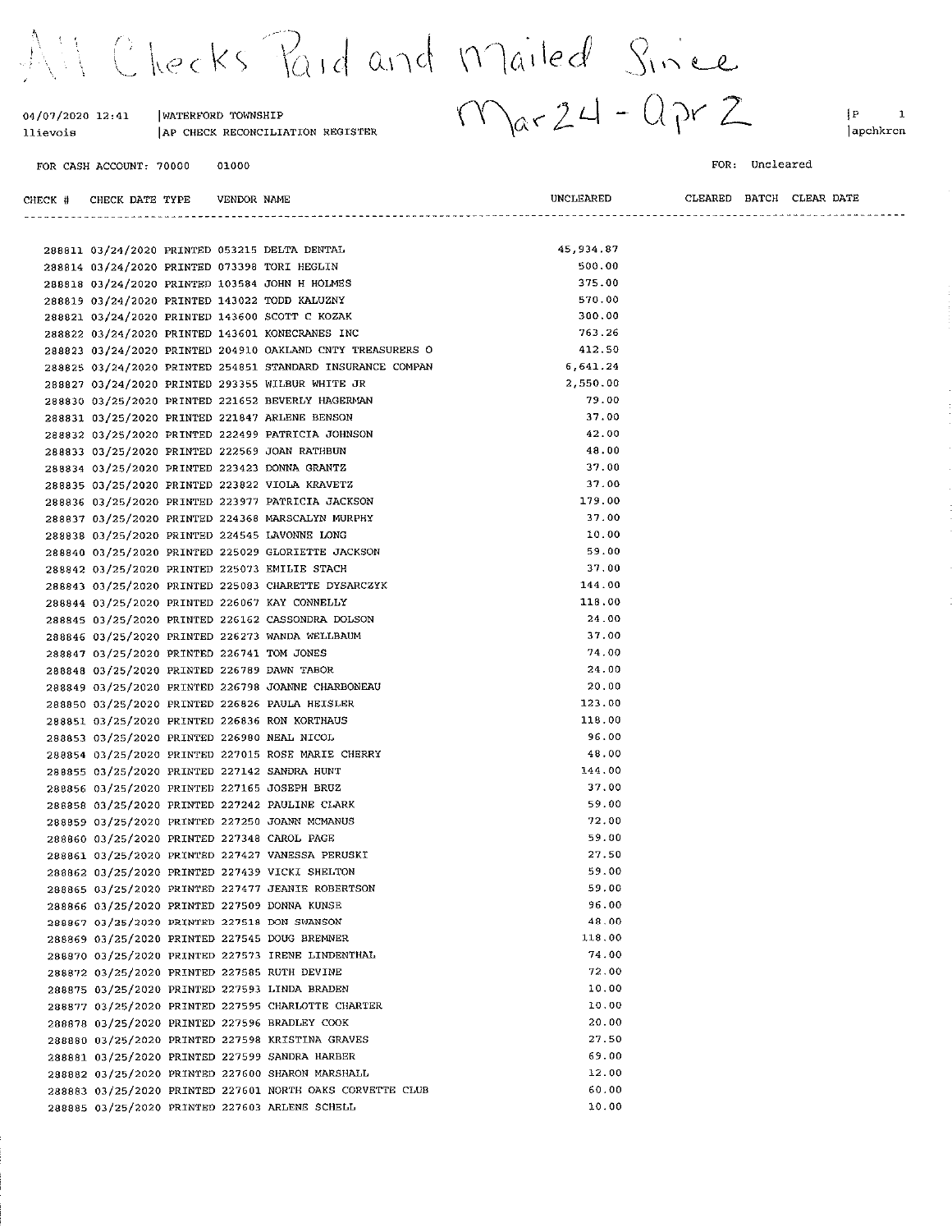# All Checks Paid and Mailed Since Mar 24 - Apr 2

04/07/2020 12:41 | WATERFORD TOWNSHIP | P 1
llievois | AP CHECK RECONCILIATION REGISTER | apchkrcn

FOR CASH ACCOUNT: 70000 01000 FOR: Uncleared

| CHECK # | CHECK DATE | TYPE | VENDOR | NAME | UNCLEARED | CLEARED | BATCH | CLEAR DATE |
|---|---|---|---|---|---|---|---|---|
| 288811 | 03/24/2020 | PRINTED | 053215 | DELTA DENTAL | 45,934.87 | | | |
| 288814 | 03/24/2020 | PRINTED | 073398 | TORI HEGLIN | 500.00 | | | |
| 288818 | 03/24/2020 | PRINTED | 103584 | JOHN H HOLMES | 375.00 | | | |
| 288819 | 03/24/2020 | PRINTED | 143022 | TODD KALUZNY | 570.00 | | | |
| 288821 | 03/24/2020 | PRINTED | 143600 | SCOTT C KOZAK | 300.00 | | | |
| 288822 | 03/24/2020 | PRINTED | 143601 | KONECRANES INC | 763.26 | | | |
| 288823 | 03/24/2020 | PRINTED | 204910 | OAKLAND CNTY TREASURERS O | 412.50 | | | |
| 288825 | 03/24/2020 | PRINTED | 254851 | STANDARD INSURANCE COMPAN | 6,641.24 | | | |
| 288827 | 03/24/2020 | PRINTED | 293355 | WILBUR WHITE JR | 2,550.00 | | | |
| 288830 | 03/25/2020 | PRINTED | 221652 | BEVERLY HAGERMAN | 79.00 | | | |
| 288831 | 03/25/2020 | PRINTED | 221847 | ARLENE BENSON | 37.00 | | | |
| 288832 | 03/25/2020 | PRINTED | 222499 | PATRICIA JOHNSON | 42.00 | | | |
| 288833 | 03/25/2020 | PRINTED | 222569 | JOAN RATHBUN | 48.00 | | | |
| 288834 | 03/25/2020 | PRINTED | 223423 | DONNA GRANTZ | 37.00 | | | |
| 288835 | 03/25/2020 | PRINTED | 223822 | VIOLA KRAVETZ | 37.00 | | | |
| 288836 | 03/25/2020 | PRINTED | 223977 | PATRICIA JACKSON | 179.00 | | | |
| 288837 | 03/25/2020 | PRINTED | 224368 | MARSCALYN MURPHY | 37.00 | | | |
| 288838 | 03/25/2020 | PRINTED | 224545 | LAVONNE LONG | 10.00 | | | |
| 288840 | 03/25/2020 | PRINTED | 225029 | GLORIETTE JACKSON | 59.00 | | | |
| 288842 | 03/25/2020 | PRINTED | 225073 | EMILIE STACH | 37.00 | | | |
| 288843 | 03/25/2020 | PRINTED | 225083 | CHARETTE DYSARCZYK | 144.00 | | | |
| 288844 | 03/25/2020 | PRINTED | 226067 | KAY CONNELLY | 118.00 | | | |
| 288845 | 03/25/2020 | PRINTED | 226162 | CASSONDRA DOLSON | 24.00 | | | |
| 288846 | 03/25/2020 | PRINTED | 226273 | WANDA WELLBAUM | 37.00 | | | |
| 288847 | 03/25/2020 | PRINTED | 226741 | TOM JONES | 74.00 | | | |
| 288848 | 03/25/2020 | PRINTED | 226789 | DAWN TABOR | 24.00 | | | |
| 288849 | 03/25/2020 | PRINTED | 226798 | JOANNE CHARBONEAU | 20.00 | | | |
| 288850 | 03/25/2020 | PRINTED | 226826 | PAULA HEISLER | 123.00 | | | |
| 288851 | 03/25/2020 | PRINTED | 226836 | RON KORTHAUS | 118.00 | | | |
| 288853 | 03/25/2020 | PRINTED | 226980 | NEAL NICOL | 96.00 | | | |
| 288854 | 03/25/2020 | PRINTED | 227015 | ROSE MARIE CHERRY | 48.00 | | | |
| 288855 | 03/25/2020 | PRINTED | 227142 | SANDRA HUNT | 144.00 | | | |
| 288856 | 03/25/2020 | PRINTED | 227165 | JOSEPH BRUZ | 37.00 | | | |
| 288858 | 03/25/2020 | PRINTED | 227242 | PAULINE CLARK | 59.00 | | | |
| 288859 | 03/25/2020 | PRINTED | 227250 | JOANN MCMANUS | 72.00 | | | |
| 288860 | 03/25/2020 | PRINTED | 227348 | CAROL PAGE | 59.00 | | | |
| 288861 | 03/25/2020 | PRINTED | 227427 | VANESSA PERUSKI | 27.50 | | | |
| 288862 | 03/25/2020 | PRINTED | 227439 | VICKI SHELTON | 59.00 | | | |
| 288865 | 03/25/2020 | PRINTED | 227477 | JEANIE ROBERTSON | 59.00 | | | |
| 288866 | 03/25/2020 | PRINTED | 227509 | DONNA KUNSE | 96.00 | | | |
| 288867 | 03/25/2020 | PRINTED | 227518 | DON SWANSON | 48.00 | | | |
| 288869 | 03/25/2020 | PRINTED | 227545 | DOUG BREMNER | 118.00 | | | |
| 288870 | 03/25/2020 | PRINTED | 227573 | IRENE LINDENTHAL | 74.00 | | | |
| 288872 | 03/25/2020 | PRINTED | 227585 | RUTH DEVINE | 72.00 | | | |
| 288875 | 03/25/2020 | PRINTED | 227593 | LINDA BRADEN | 10.00 | | | |
| 288877 | 03/25/2020 | PRINTED | 227595 | CHARLOTTE CHARTER | 10.00 | | | |
| 288878 | 03/25/2020 | PRINTED | 227596 | BRADLEY COOK | 20.00 | | | |
| 288880 | 03/25/2020 | PRINTED | 227598 | KRISTINA GRAVES | 27.50 | | | |
| 288881 | 03/25/2020 | PRINTED | 227599 | SANDRA HARBER | 69.00 | | | |
| 288882 | 03/25/2020 | PRINTED | 227600 | SHARON MARSHALL | 12.00 | | | |
| 288883 | 03/25/2020 | PRINTED | 227601 | NORTH OAKS CORVETTE CLUB | 60.00 | | | |
| 288885 | 03/25/2020 | PRINTED | 227603 | ARLENE SCHELL | 10.00 | | | |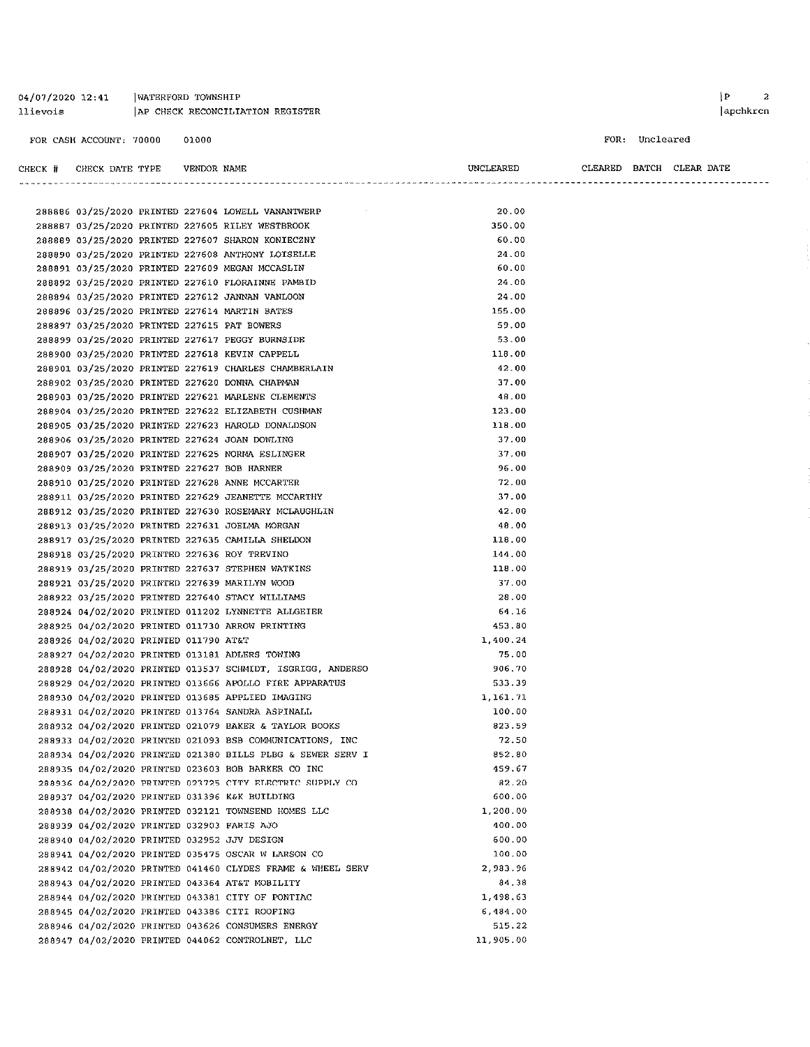04/07/2020 12:41 | WATERFORD TOWNSHIP
llievois | AP CHECK RECONCILIATION REGISTER

FOR CASH ACCOUNT: 70000 01000

FOR: Uncleared

| CHECK # | CHECK DATE | TYPE | VENDOR | NAME | UNCLEARED | CLEARED | BATCH | CLEAR DATE |
|---|---|---|---|---|---|---|---|---|
| 288886 | 03/25/2020 | PRINTED | 227604 | LOWELL VANANTWERP | 20.00 | | | |
| 288887 | 03/25/2020 | PRINTED | 227605 | RILEY WESTBROOK | 350.00 | | | |
| 288889 | 03/25/2020 | PRINTED | 227607 | SHARON KONIECZNY | 60.00 | | | |
| 288890 | 03/25/2020 | PRINTED | 227608 | ANTHONY LOISELLE | 24.00 | | | |
| 288891 | 03/25/2020 | PRINTED | 227609 | MEGAN MCCASLIN | 60.00 | | | |
| 288892 | 03/25/2020 | PRINTED | 227610 | FLORAINNE PAMBID | 24.00 | | | |
| 288894 | 03/25/2020 | PRINTED | 227612 | JANNAN VANLOON | 24.00 | | | |
| 288896 | 03/25/2020 | PRINTED | 227614 | MARTIN BATES | 155.00 | | | |
| 288897 | 03/25/2020 | PRINTED | 227615 | PAT BOWERS | 59.00 | | | |
| 288899 | 03/25/2020 | PRINTED | 227617 | PEGGY BURNSIDE | 53.00 | | | |
| 288900 | 03/25/2020 | PRINTED | 227618 | KEVIN CAPPELL | 118.00 | | | |
| 288901 | 03/25/2020 | PRINTED | 227619 | CHARLES CHAMBERLAIN | 42.00 | | | |
| 288902 | 03/25/2020 | PRINTED | 227620 | DONNA CHAPMAN | 37.00 | | | |
| 288903 | 03/25/2020 | PRINTED | 227621 | MARLENE CLEMENTS | 48.00 | | | |
| 288904 | 03/25/2020 | PRINTED | 227622 | ELIZABETH CUSHMAN | 123.00 | | | |
| 288905 | 03/25/2020 | PRINTED | 227623 | HAROLD DONALDSON | 118.00 | | | |
| 288906 | 03/25/2020 | PRINTED | 227624 | JOAN DOWLING | 37.00 | | | |
| 288907 | 03/25/2020 | PRINTED | 227625 | NORMA ESLINGER | 37.00 | | | |
| 288909 | 03/25/2020 | PRINTED | 227627 | BOB HARNER | 96.00 | | | |
| 288910 | 03/25/2020 | PRINTED | 227628 | ANNE MCCARTER | 72.00 | | | |
| 288911 | 03/25/2020 | PRINTED | 227629 | JEANETTE MCCARTHY | 37.00 | | | |
| 288912 | 03/25/2020 | PRINTED | 227630 | ROSEMARY MCLAUGHLIN | 42.00 | | | |
| 288913 | 03/25/2020 | PRINTED | 227631 | JOELMA MORGAN | 48.00 | | | |
| 288917 | 03/25/2020 | PRINTED | 227635 | CAMILLA SHELDON | 118.00 | | | |
| 288918 | 03/25/2020 | PRINTED | 227636 | ROY TREVINO | 144.00 | | | |
| 288919 | 03/25/2020 | PRINTED | 227637 | STEPHEN WATKINS | 118.00 | | | |
| 288921 | 03/25/2020 | PRINTED | 227639 | MARILYN WOOD | 37.00 | | | |
| 288922 | 03/25/2020 | PRINTED | 227640 | STACY WILLIAMS | 28.00 | | | |
| 288924 | 04/02/2020 | PRINTED | 011202 | LYNNETTE ALLGEIER | 64.16 | | | |
| 288925 | 04/02/2020 | PRINTED | 011730 | ARROW PRINTING | 453.80 | | | |
| 288926 | 04/02/2020 | PRINTED | 011790 | AT&T | 1,400.24 | | | |
| 288927 | 04/02/2020 | PRINTED | 013181 | ADLERS TOWING | 75.00 | | | |
| 288928 | 04/02/2020 | PRINTED | 013537 | SCHMIDT, ISGRIGG, ANDERSO | 906.70 | | | |
| 288929 | 04/02/2020 | PRINTED | 013666 | APOLLO FIRE APPARATUS | 533.39 | | | |
| 288930 | 04/02/2020 | PRINTED | 013685 | APPLIED IMAGING | 1,161.71 | | | |
| 288931 | 04/02/2020 | PRINTED | 013764 | SANDRA ASPINALL | 100.00 | | | |
| 288932 | 04/02/2020 | PRINTED | 021079 | BAKER & TAYLOR BOOKS | 823.59 | | | |
| 288933 | 04/02/2020 | PRINTED | 021093 | BSB COMMUNICATIONS, INC | 72.50 | | | |
| 288934 | 04/02/2020 | PRINTED | 021380 | BILLS PLBG & SEWER SERV I | 852.80 | | | |
| 288935 | 04/02/2020 | PRINTED | 023603 | BOB BARKER CO INC | 459.67 | | | |
| 288936 | 04/02/2020 | PRINTED | 023725 | CITY ELECTRIC SUPPLY CO | 82.20 | | | |
| 288937 | 04/02/2020 | PRINTED | 031396 | K&K BUILDING | 600.00 | | | |
| 288938 | 04/02/2020 | PRINTED | 032121 | TOWNSEND HOMES LLC | 1,200.00 | | | |
| 288939 | 04/02/2020 | PRINTED | 032903 | FARIS AJO | 400.00 | | | |
| 288940 | 04/02/2020 | PRINTED | 032952 | JJV DESIGN | 600.00 | | | |
| 288941 | 04/02/2020 | PRINTED | 035475 | OSCAR W LARSON CO | 100.00 | | | |
| 288942 | 04/02/2020 | PRINTED | 041460 | CLYDES FRAME & WHEEL SERV | 2,983.96 | | | |
| 288943 | 04/02/2020 | PRINTED | 043364 | AT&T MOBILITY | 84.38 | | | |
| 288944 | 04/02/2020 | PRINTED | 043381 | CITY OF PONTIAC | 1,498.63 | | | |
| 288945 | 04/02/2020 | PRINTED | 043386 | CITI ROOFING | 6,484.00 | | | |
| 288946 | 04/02/2020 | PRINTED | 043626 | CONSUMERS ENERGY | 515.22 | | | |
| 288947 | 04/02/2020 | PRINTED | 044062 | CONTROLNET, LLC | 11,905.00 | | | |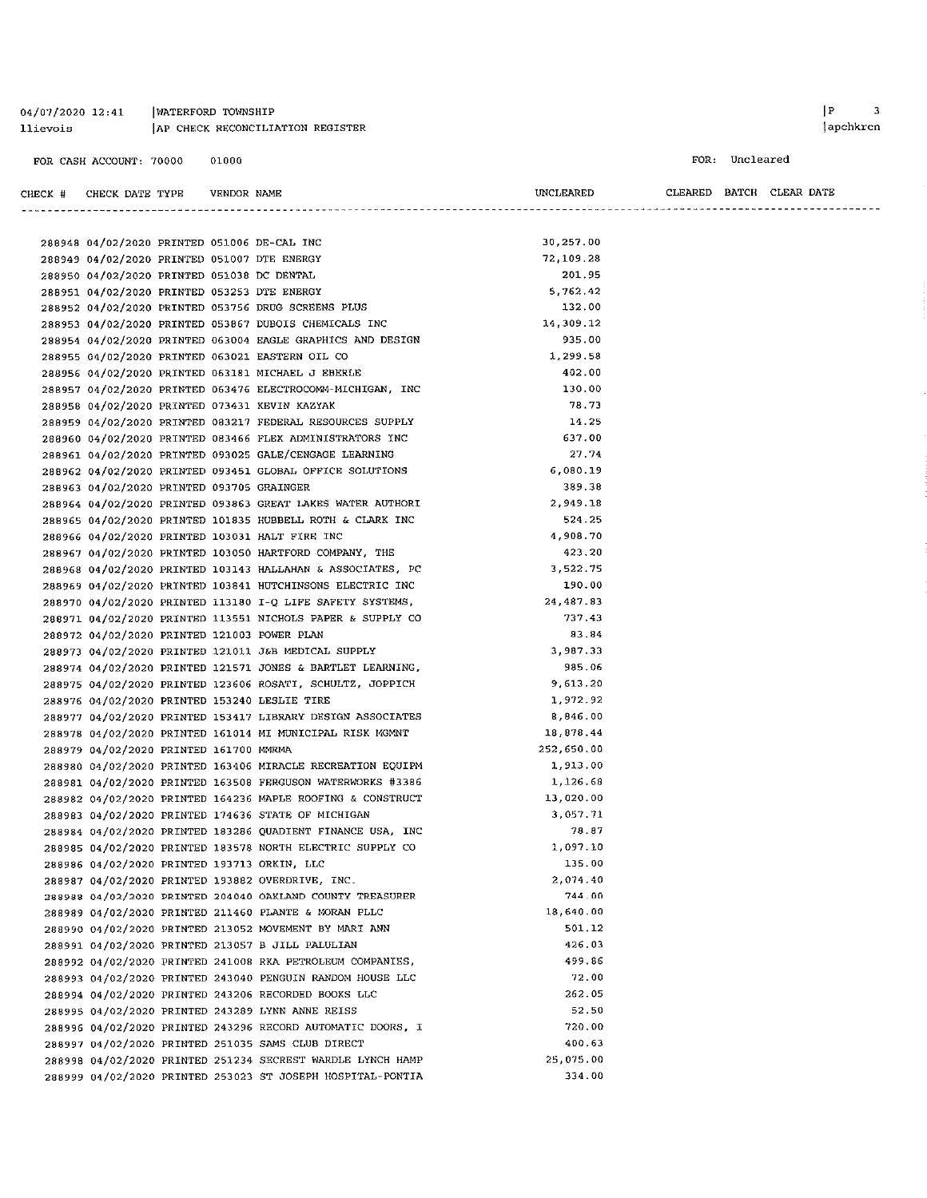04/07/2020 12:41 | WATERFORD TOWNSHIP
llievois | AP CHECK RECONCILIATION REGISTER

FOR CASH ACCOUNT: 70000 01000

FOR: Uncleared

| CHECK # | CHECK DATE | TYPE | VENDOR | NAME | UNCLEARED | CLEARED | BATCH | CLEAR DATE |
|---|---|---|---|---|---|---|---|---|
| 288948 | 04/02/2020 | PRINTED | 051006 | DE-CAL INC | 30,257.00 | | | |
| 288949 | 04/02/2020 | PRINTED | 051007 | DTE ENERGY | 72,109.28 | | | |
| 288950 | 04/02/2020 | PRINTED | 051038 | DC DENTAL | 201.95 | | | |
| 288951 | 04/02/2020 | PRINTED | 053253 | DTE ENERGY | 5,762.42 | | | |
| 288952 | 04/02/2020 | PRINTED | 053756 | DRUG SCREENS PLUS | 132.00 | | | |
| 288953 | 04/02/2020 | PRINTED | 053867 | DUBOIS CHEMICALS INC | 14,309.12 | | | |
| 288954 | 04/02/2020 | PRINTED | 063004 | EAGLE GRAPHICS AND DESIGN | 935.00 | | | |
| 288955 | 04/02/2020 | PRINTED | 063021 | EASTERN OIL CO | 1,299.58 | | | |
| 288956 | 04/02/2020 | PRINTED | 063181 | MICHAEL J EBERLE | 402.00 | | | |
| 288957 | 04/02/2020 | PRINTED | 063476 | ELECTROCOMM-MICHIGAN, INC | 130.00 | | | |
| 288958 | 04/02/2020 | PRINTED | 073431 | KEVIN KAZYAK | 78.73 | | | |
| 288959 | 04/02/2020 | PRINTED | 083217 | FEDERAL RESOURCES SUPPLY | 14.25 | | | |
| 288960 | 04/02/2020 | PRINTED | 083466 | FLEX ADMINISTRATORS INC | 637.00 | | | |
| 288961 | 04/02/2020 | PRINTED | 093025 | GALE/CENGAGE LEARNING | 27.74 | | | |
| 288962 | 04/02/2020 | PRINTED | 093451 | GLOBAL OFFICE SOLUTIONS | 6,080.19 | | | |
| 288963 | 04/02/2020 | PRINTED | 093705 | GRAINGER | 389.38 | | | |
| 288964 | 04/02/2020 | PRINTED | 093863 | GREAT LAKES WATER AUTHORI | 2,949.18 | | | |
| 288965 | 04/02/2020 | PRINTED | 101835 | HUBBELL ROTH & CLARK INC | 524.25 | | | |
| 288966 | 04/02/2020 | PRINTED | 103031 | HALT FIRE INC | 4,908.70 | | | |
| 288967 | 04/02/2020 | PRINTED | 103050 | HARTFORD COMPANY, THE | 423.20 | | | |
| 288968 | 04/02/2020 | PRINTED | 103143 | HALLAHAN & ASSOCIATES, PC | 3,522.75 | | | |
| 288969 | 04/02/2020 | PRINTED | 103841 | HUTCHINSONS ELECTRIC INC | 190.00 | | | |
| 288970 | 04/02/2020 | PRINTED | 113180 | I-Q LIFE SAFETY SYSTEMS, | 24,487.83 | | | |
| 288971 | 04/02/2020 | PRINTED | 113551 | NICHOLS PAPER & SUPPLY CO | 737.43 | | | |
| 288972 | 04/02/2020 | PRINTED | 121003 | POWER PLAN | 83.84 | | | |
| 288973 | 04/02/2020 | PRINTED | 121011 | J&B MEDICAL SUPPLY | 3,987.33 | | | |
| 288974 | 04/02/2020 | PRINTED | 121571 | JONES & BARTLET LEARNING, | 985.06 | | | |
| 288975 | 04/02/2020 | PRINTED | 123606 | ROSATI, SCHULTZ, JOPPICH | 9,613.20 | | | |
| 288976 | 04/02/2020 | PRINTED | 153240 | LESLIE TIRE | 1,972.92 | | | |
| 288977 | 04/02/2020 | PRINTED | 153417 | LIBRARY DESIGN ASSOCIATES | 8,846.00 | | | |
| 288978 | 04/02/2020 | PRINTED | 161014 | MI MUNICIPAL RISK MGMNT | 18,878.44 | | | |
| 288979 | 04/02/2020 | PRINTED | 161700 | MMRMA | 252,650.00 | | | |
| 288980 | 04/02/2020 | PRINTED | 163406 | MIRACLE RECREATION EQUIPM | 1,913.00 | | | |
| 288981 | 04/02/2020 | PRINTED | 163508 | FERGUSON WATERWORKS #3386 | 1,126.68 | | | |
| 288982 | 04/02/2020 | PRINTED | 164236 | MAPLE ROOFING & CONSTRUCT | 13,020.00 | | | |
| 288983 | 04/02/2020 | PRINTED | 174636 | STATE OF MICHIGAN | 3,057.71 | | | |
| 288984 | 04/02/2020 | PRINTED | 183286 | QUADIENT FINANCE USA, INC | 78.87 | | | |
| 288985 | 04/02/2020 | PRINTED | 183578 | NORTH ELECTRIC SUPPLY CO | 1,097.10 | | | |
| 288986 | 04/02/2020 | PRINTED | 193713 | ORKIN, LLC | 135.00 | | | |
| 288987 | 04/02/2020 | PRINTED | 193882 | OVERDRIVE, INC. | 2,074.40 | | | |
| 288988 | 04/02/2020 | PRINTED | 204040 | OAKLAND COUNTY TREASURER | 744.00 | | | |
| 288989 | 04/02/2020 | PRINTED | 211460 | PLANTE & MORAN PLLC | 18,640.00 | | | |
| 288990 | 04/02/2020 | PRINTED | 213052 | MOVEMENT BY MARI ANN | 501.12 | | | |
| 288991 | 04/02/2020 | PRINTED | 213057 | B JILL PALULIAN | 426.03 | | | |
| 288992 | 04/02/2020 | PRINTED | 241008 | RKA PETROLEUM COMPANIES, | 499.86 | | | |
| 288993 | 04/02/2020 | PRINTED | 243040 | PENGUIN RANDOM HOUSE LLC | 72.00 | | | |
| 288994 | 04/02/2020 | PRINTED | 243206 | RECORDED BOOKS LLC | 262.05 | | | |
| 288995 | 04/02/2020 | PRINTED | 243289 | LYNN ANNE REISS | 52.50 | | | |
| 288996 | 04/02/2020 | PRINTED | 243296 | RECORD AUTOMATIC DOORS, I | 720.00 | | | |
| 288997 | 04/02/2020 | PRINTED | 251035 | SAMS CLUB DIRECT | 400.63 | | | |
| 288998 | 04/02/2020 | PRINTED | 251234 | SECREST WARDLE LYNCH HAMP | 25,075.00 | | | |
| 288999 | 04/02/2020 | PRINTED | 253023 | ST JOSEPH HOSPITAL-PONTIA | 334.00 | | | |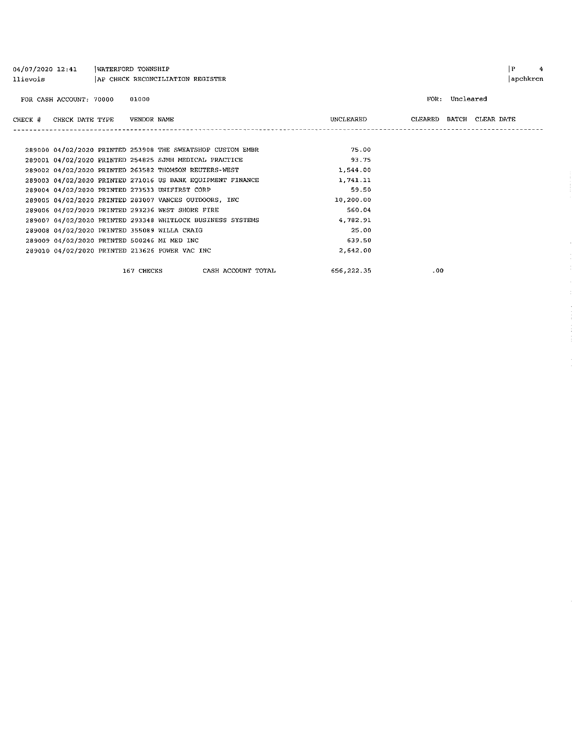04/07/2020 12:41 | WATERFORD TOWNSHIP
llievois | AP CHECK RECONCILIATION REGISTER

FOR CASH ACCOUNT: 70000 01000

FOR: Uncleared

| CHECK # | CHECK DATE | TYPE | VENDOR | VENDOR NAME | UNCLEARED | CLEARED | BATCH | CLEAR DATE |
|---|---|---|---|---|---|---|---|---|
| 289000 | 04/02/2020 | PRINTED | 253908 | THE SWEATSHOP CUSTOM EMBR | 75.00 | | | |
| 289001 | 04/02/2020 | PRINTED | 254825 | SJMH MEDICAL PRACTICE | 93.75 | | | |
| 289002 | 04/02/2020 | PRINTED | 263582 | THOMSON REUTERS-WEST | 1,544.00 | | | |
| 289003 | 04/02/2020 | PRINTED | 271016 | US BANK EQUIPMENT FINANCE | 1,741.11 | | | |
| 289004 | 04/02/2020 | PRINTED | 273533 | UNIFIRST CORP | 59.50 | | | |
| 289005 | 04/02/2020 | PRINTED | 283007 | VANCES OUTDOORS, INC | 10,200.00 | | | |
| 289006 | 04/02/2020 | PRINTED | 293236 | WEST SHORE FIRE | 560.04 | | | |
| 289007 | 04/02/2020 | PRINTED | 293348 | WHITLOCK BUSINESS SYSTEMS | 4,782.91 | | | |
| 289008 | 04/02/2020 | PRINTED | 355089 | WILLA CRAIG | 25.00 | | | |
| 289009 | 04/02/2020 | PRINTED | 500246 | MI MED INC | 639.50 | | | |
| 289010 | 04/02/2020 | PRINTED | 213626 | POWER VAC INC | 2,642.00 | | | |
| | | | | 167 CHECKS CASH ACCOUNT TOTAL | 656,222.35 | .00 | | |